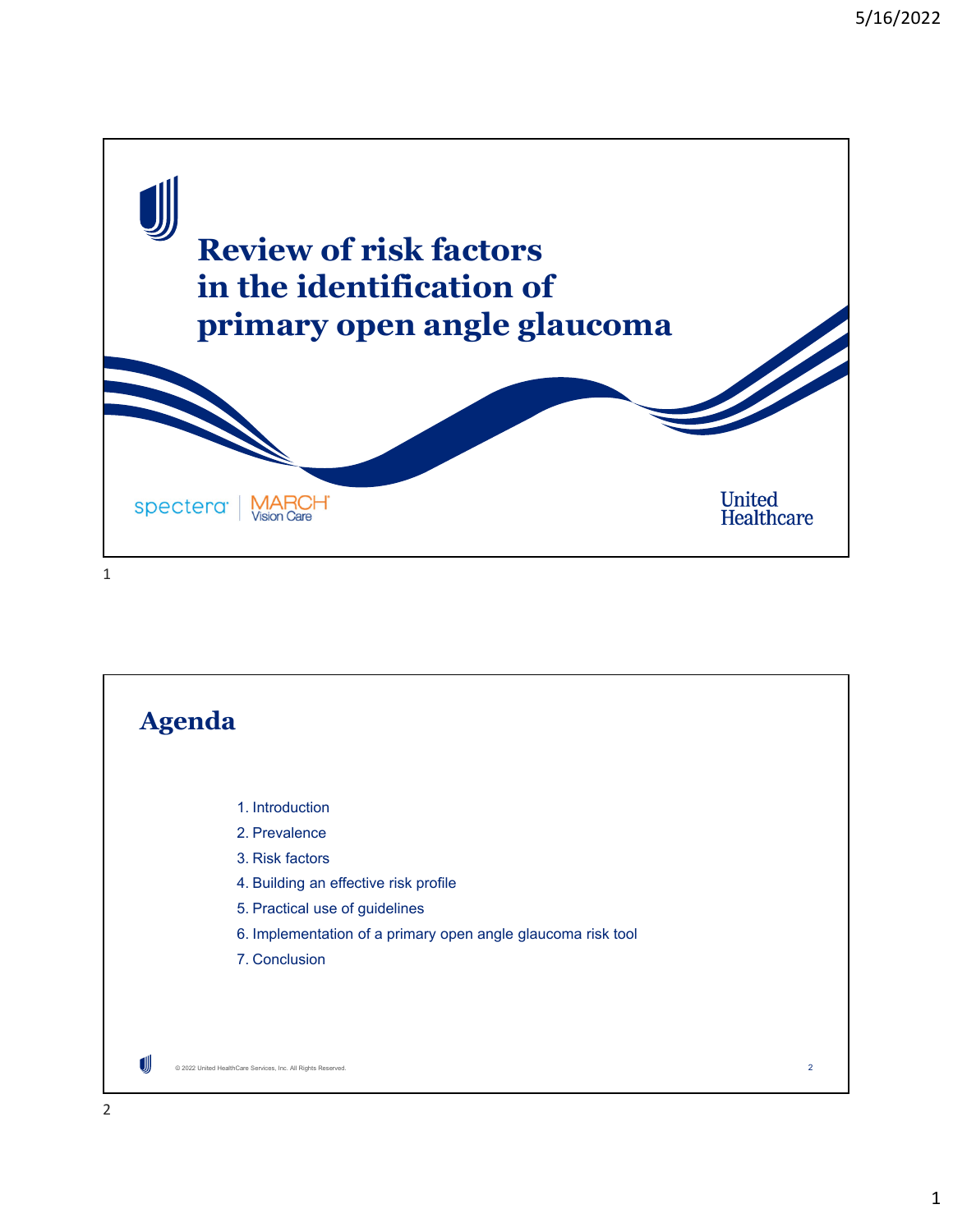# Review of risk factors in the identification of primary open angle glaucoma

spectera | MARCH Vision Care

United Healthcare

## Agenda

1. Introduction
2. Prevalence
3. Risk factors
4. Building an effective risk profile
5. Practical use of guidelines
6. Implementation of a primary open angle glaucoma risk tool
7. Conclusion

© 2022 United HealthCare Services, Inc. All Rights Reserved.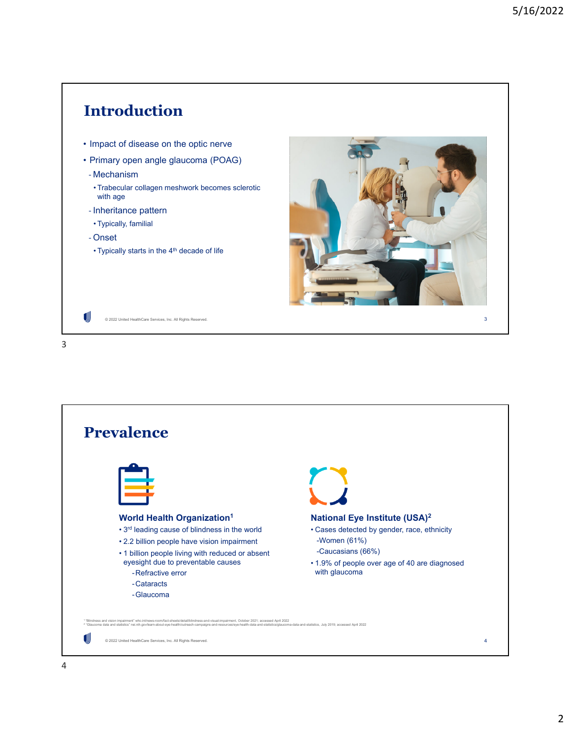## Introduction

- Impact of disease on the optic nerve
- Primary open angle glaucoma (POAG)
  - Mechanism
    - Trabecular collagen meshwork becomes sclerotic with age
  - Inheritance pattern
    - Typically, familial
  - Onset
    - Typically starts in the 4th decade of life

© 2022 United HealthCare Services, Inc. All Rights Reserved.

## Prevalence

### World Health Organization[1]

- 3rd leading cause of blindness in the world
- 2.2 billion people have vision impairment
- 1 billion people living with reduced or absent eyesight due to preventable causes
  - Refractive error
  - Cataracts
  - Glaucoma

### National Eye Institute (USA)[2]

- Cases detected by gender, race, ethnicity
  - Women (61%)
  - Caucasians (66%)
- 1.9% of people over age of 40 are diagnosed with glaucoma

[1] "Blindness and vision impairment" who.int/news-room/fact-sheets/detail/blindness-and-visual-impairment, October 2021; accessed April 2022
[2] "Glaucoma data and statistics" nei.nih.gov/learn-about-eye-health/outreach-campaigns-and-resources/eye-health-data-and-statistics/glaucoma-data-and-statistics, July 2019; accessed April 2022

© 2022 United HealthCare Services, Inc. All Rights Reserved.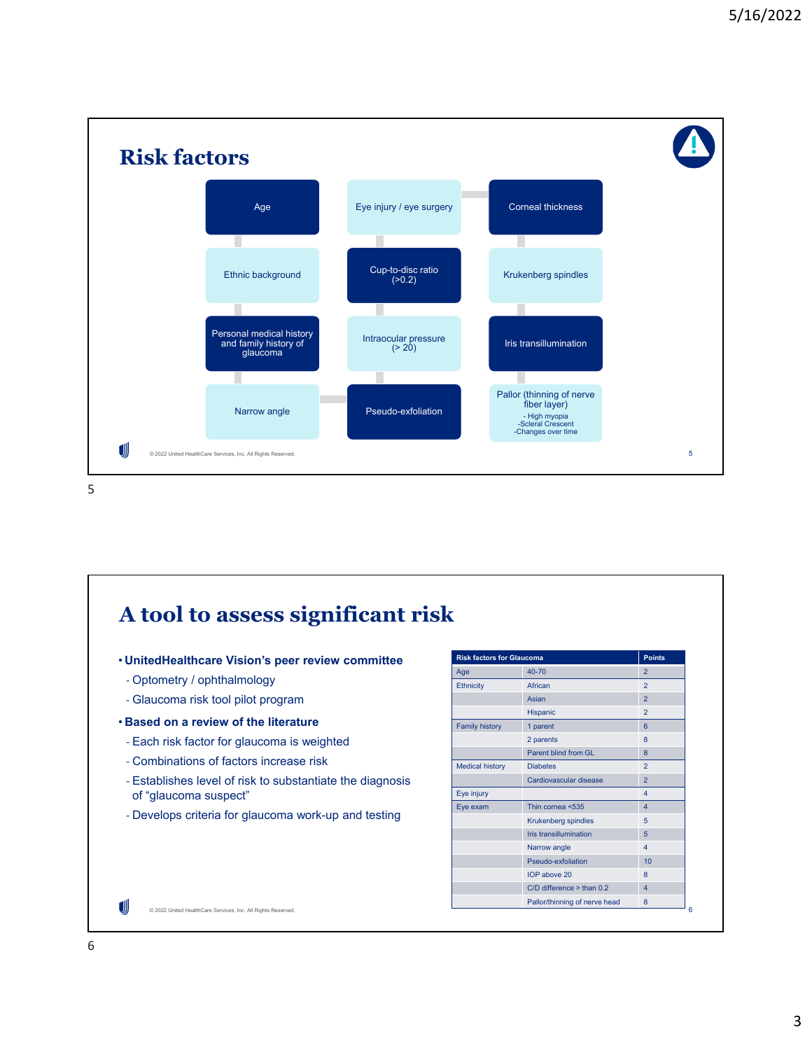## Risk factors

- Age
- Ethnic background
- Personal medical history and family history of glaucoma
- Narrow angle
- Eye injury / eye surgery
- Cup-to-disc ratio (>0.2)
- Intraocular pressure (> 20)
- Pseudo-exfoliation
- Corneal thickness
- Krukenberg spindles
- Iris transillumination
- Pallor (thinning of nerve fiber layer)
  - High myopia
  - Scleral Crescent
  - Changes over time

© 2022 United HealthCare Services, Inc. All Rights Reserved.

## A tool to assess significant risk

- **UnitedHealthcare Vision's peer review committee**
  - Optometry / ophthalmology
  - Glaucoma risk tool pilot program
- **Based on a review of the literature**
  - Each risk factor for glaucoma is weighted
  - Combinations of factors increase risk
  - Establishes level of risk to substantiate the diagnosis of "glaucoma suspect"
  - Develops criteria for glaucoma work-up and testing

| Risk factors for Glaucoma | | Points |
|---|---|---|
| Age | 40-70 | 2 |
| Ethnicity | African | 2 |
| | Asian | 2 |
| | Hispanic | 2 |
| Family history | 1 parent | 6 |
| | 2 parents | 8 |
| | Parent blind from GL | 8 |
| Medical history | Diabetes | 2 |
| | Cardiovascular disease | 2 |
| Eye injury | | 4 |
| Eye exam | Thin cornea <535 | 4 |
| | Krukenberg spindles | 5 |
| | Iris transillumination | 5 |
| | Narrow angle | 4 |
| | Pseudo-exfoliation | 10 |
| | IOP above 20 | 8 |
| | C/D difference > than 0.2 | 4 |
| | Pallor/thinning of nerve head | 8 |

© 2022 United HealthCare Services, Inc. All Rights Reserved.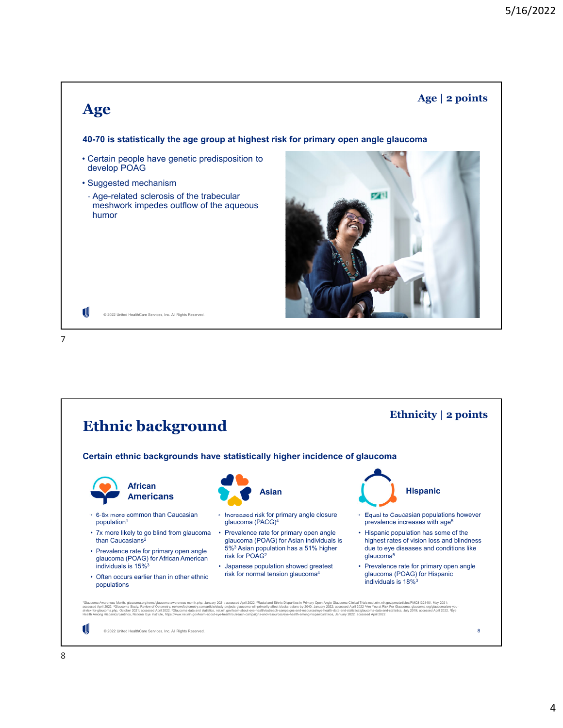## Age

**Age | 2 points**

**40-70 is statistically the age group at highest risk for primary open angle glaucoma**

- Certain people have genetic predisposition to develop POAG
- Suggested mechanism
  - Age-related sclerosis of the trabecular meshwork impedes outflow of the aqueous humor

© 2022 United HealthCare Services, Inc. All Rights Reserved.

## Ethnic background

**Ethnicity | 2 points**

**Certain ethnic backgrounds have statistically higher incidence of glaucoma**

### African Americans

- 6-8x more common than Caucasian population[1]
- 7x more likely to go blind from glaucoma than Caucasians[2]
- Prevalence rate for primary open angle glaucoma (POAG) for African American individuals is 15%[3]
- Often occurs earlier than in other ethnic populations

### Asian

- Increased risk for primary angle closure glaucoma (PACG)[4]
- Prevalence rate for primary open angle glaucoma (POAG) for Asian individuals is 5%[3] Asian population has a 51% higher risk for POAG[2]
- Japanese population showed greatest risk for normal tension glaucoma[4]

### Hispanic

- Equal to Caucasian populations however prevalence increases with age[5]
- Hispanic population has some of the highest rates of vision loss and blindness due to eye diseases and conditions like glaucoma[5]
- Prevalence rate for primary open angle glaucoma (POAG) for Hispanic individuals is 18%[3]

[1]Glaucoma Awareness Month, glaucoma.org/news/glaucoma-awareness-month.php, January 2021; accessed April 2022, [2]Racial and Ethnic Disparities in Primary Open-Angle Glaucoma Clinical Trials ncbi.nlm.nih.gov/pmc/articles/PMC8132140/, May 2021; accessed April 2022, [3]Glaucoma Study, Review of Optometry, reviewofoptometry.com/article/study-projects-glaucoma-will-primarily-affect-blacks-asians-by-2040, January 2022; accessed April 2022 [4]Are You at Risk For Glaucoma, glaucoma.org/glaucoma/are-you-at-risk-for-glaucoma.php, October 2021; accessed April 2022, [5]Glaucoma data and statistics, nei.nih.gov/learn-about-eye-health/outreach-campaigns-and-resources/eye-health-data-and-statistics/glaucoma-data-and-statistics, July 2019; accessed April 2022, [6]Eye Health Among Hispanics/Lantinos, National Eye Institute, https://www.nei.nih.gov/learn-about-eye-health/outreach-campaigns-and-resources/eye-health-among-hispanicslatinos, January 2022; accessed April 2022

© 2022 United HealthCare Services, Inc. All Rights Reserved.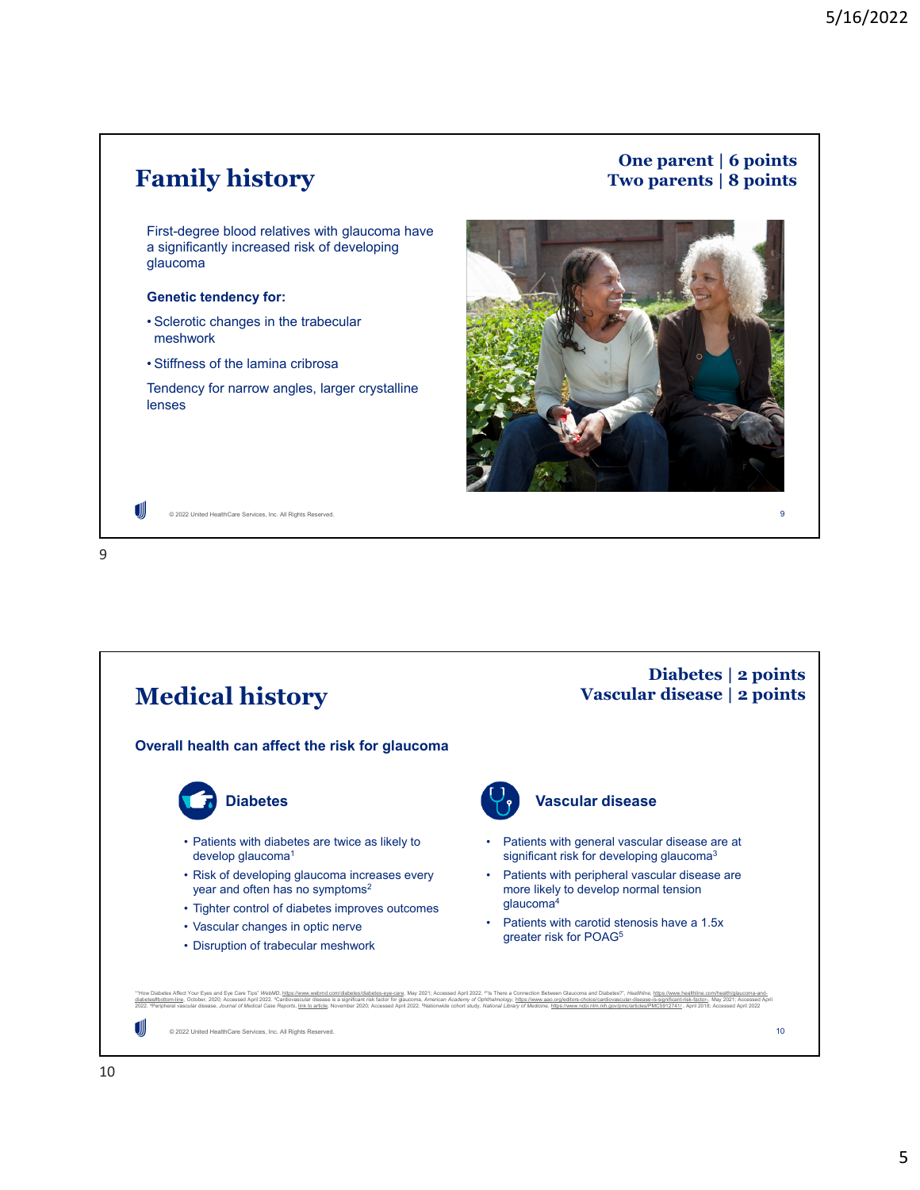## Family history

**One parent | 6 points**
**Two parents | 8 points**

First-degree blood relatives with glaucoma have a significantly increased risk of developing glaucoma

**Genetic tendency for:**

- Sclerotic changes in the trabecular meshwork
- Stiffness of the lamina cribrosa

Tendency for narrow angles, larger crystalline lenses

© 2022 United HealthCare Services, Inc. All Rights Reserved.

## Medical history

**Diabetes | 2 points**
**Vascular disease | 2 points**

**Overall health can affect the risk for glaucoma**

### Diabetes

- Patients with diabetes are twice as likely to develop glaucoma[1]
- Risk of developing glaucoma increases every year and often has no symptoms[2]
- Tighter control of diabetes improves outcomes
- Vascular changes in optic nerve
- Disruption of trabecular meshwork

### Vascular disease

- Patients with general vascular disease are at significant risk for developing glaucoma[3]
- Patients with peripheral vascular disease are more likely to develop normal tension glaucoma[4]
- Patients with carotid stenosis have a 1.5x greater risk for POAG[5]

[1]"How Diabetes Affect Your Eyes and Eye Care Tips" *WebMD*, https://www.webmd.com/diabetes/diabetes-eye-care, May 2021; Accessed April 2022. [2]"Is There a Connection Between Glaucoma and Diabetes?", *Healthline*, https://www.healthline.com/health/glaucoma-and-diabetes#bottom-line, October, 2020; Accessed April 2022. [3]Cardiovascular disease is a significant risk factor for glaucoma, *American Academy of Ophthalmology*, https://www.aao.org/editors-choice/cardiovascular-disease-is-significant-risk-factor-, May 2021; Accessed April 2022. [4]Peripheral vascular disease, *Journal of Medical Case Reports*, link to article, November 2020; Accessed April 2022. [5]Nationwide cohort study, *National Library of Medicine*, https://www.ncbi.nlm.nih.gov/pmc/articles/PMC5912741/, April 2018; Accessed April 2022

© 2022 United HealthCare Services, Inc. All Rights Reserved.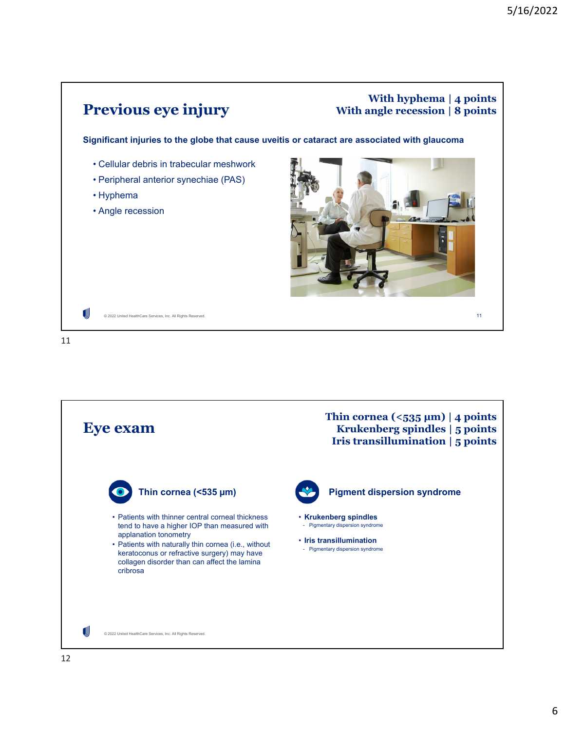## Previous eye injury

**With hyphema | 4 points**
**With angle recession | 8 points**

**Significant injuries to the globe that cause uveitis or cataract are associated with glaucoma**

- Cellular debris in trabecular meshwork
- Peripheral anterior synechiae (PAS)
- Hyphema
- Angle recession

© 2022 United HealthCare Services, Inc. All Rights Reserved.

## Eye exam

**Thin cornea (<535 μm) | 4 points**
**Krukenberg spindles | 5 points**
**Iris transillumination | 5 points**

### Thin cornea (<535 μm)

- Patients with thinner central corneal thickness tend to have a higher IOP than measured with applanation tonometry
- Patients with naturally thin cornea (i.e., without keratoconus or refractive surgery) may have collagen disorder than can affect the lamina cribrosa

### Pigment dispersion syndrome

- **Krukenberg spindles**
  - Pigmentary dispersion syndrome
- **Iris transillumination**
  - Pigmentary dispersion syndrome

© 2022 United HealthCare Services, Inc. All Rights Reserved.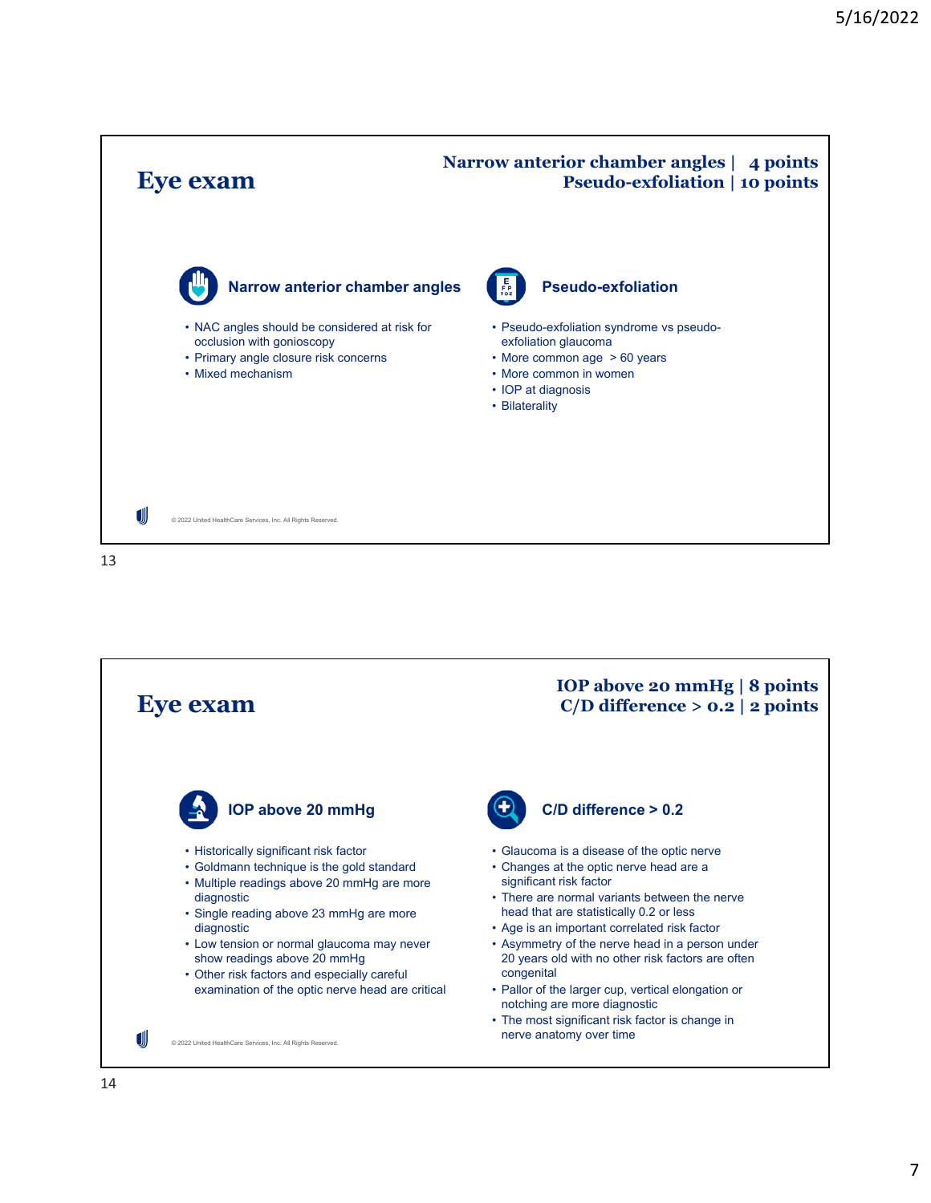# Eye exam

**Narrow anterior chamber angles | 4 points**
**Pseudo-exfoliation | 10 points**

### Narrow anterior chamber angles

- NAC angles should be considered at risk for occlusion with gonioscopy
- Primary angle closure risk concerns
- Mixed mechanism

### Pseudo-exfoliation

- Pseudo-exfoliation syndrome vs pseudo-exfoliation glaucoma
- More common age > 60 years
- More common in women
- IOP at diagnosis
- Bilaterality

© 2022 United HealthCare Services, Inc. All Rights Reserved.

# Eye exam

**IOP above 20 mmHg | 8 points**
**C/D difference > 0.2 | 2 points**

### IOP above 20 mmHg

- Historically significant risk factor
- Goldmann technique is the gold standard
- Multiple readings above 20 mmHg are more diagnostic
- Single reading above 23 mmHg are more diagnostic
- Low tension or normal glaucoma may never show readings above 20 mmHg
- Other risk factors and especially careful examination of the optic nerve head are critical

### C/D difference > 0.2

- Glaucoma is a disease of the optic nerve
- Changes at the optic nerve head are a significant risk factor
- There are normal variants between the nerve head that are statistically 0.2 or less
- Age is an important correlated risk factor
- Asymmetry of the nerve head in a person under 20 years old with no other risk factors are often congenital
- Pallor of the larger cup, vertical elongation or notching are more diagnostic
- The most significant risk factor is change in nerve anatomy over time

© 2022 United HealthCare Services, Inc. All Rights Reserved.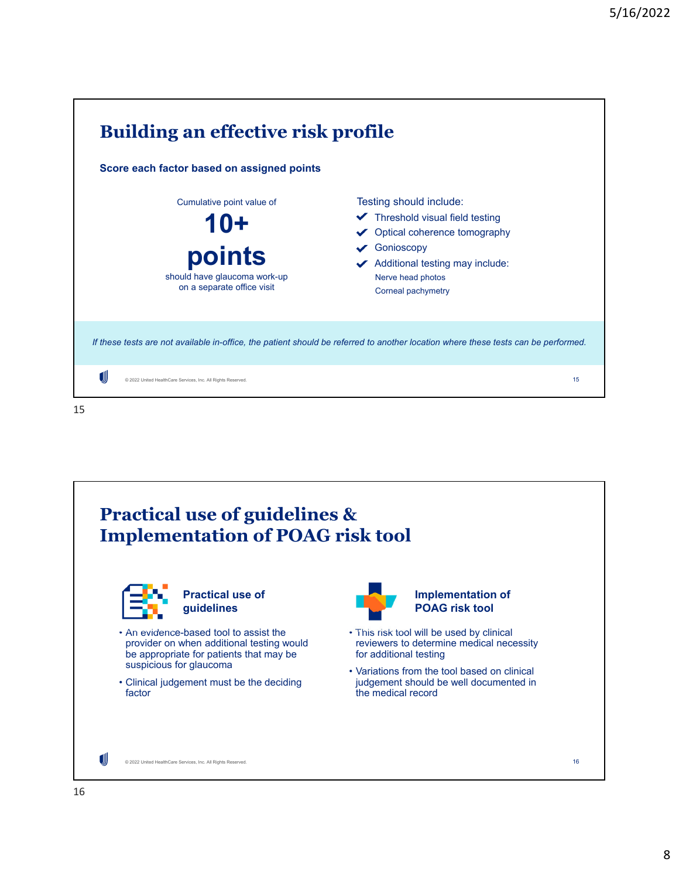# Building an effective risk profile

**Score each factor based on assigned points**

Cumulative point value of

**10+ points**

should have glaucoma work-up on a separate office visit

Testing should include:

- Threshold visual field testing
- Optical coherence tomography
- Gonioscopy
- Additional testing may include:
  - Nerve head photos
  - Corneal pachymetry

*If these tests are not available in-office, the patient should be referred to another location where these tests can be performed.*

© 2022 United HealthCare Services, Inc. All Rights Reserved.

# Practical use of guidelines & Implementation of POAG risk tool

### Practical use of guidelines

- An evidence-based tool to assist the provider on when additional testing would be appropriate for patients that may be suspicious for glaucoma
- Clinical judgement must be the deciding factor

### Implementation of POAG risk tool

- This risk tool will be used by clinical reviewers to determine medical necessity for additional testing
- Variations from the tool based on clinical judgement should be well documented in the medical record

© 2022 United HealthCare Services, Inc. All Rights Reserved.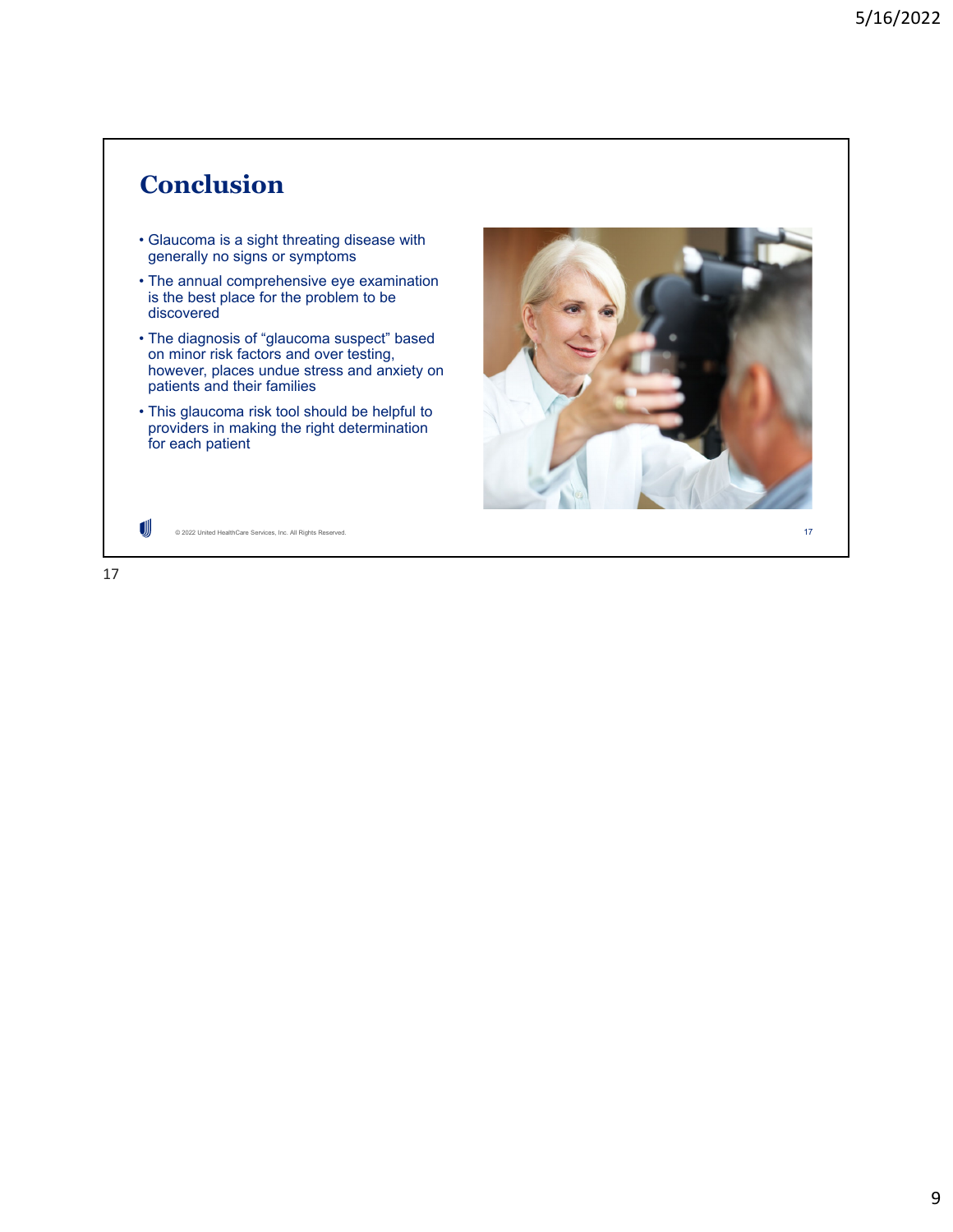# Conclusion

- Glaucoma is a sight threating disease with generally no signs or symptoms
- The annual comprehensive eye examination is the best place for the problem to be discovered
- The diagnosis of "glaucoma suspect" based on minor risk factors and over testing, however, places undue stress and anxiety on patients and their families
- This glaucoma risk tool should be helpful to providers in making the right determination for each patient

© 2022 United HealthCare Services, Inc. All Rights Reserved.